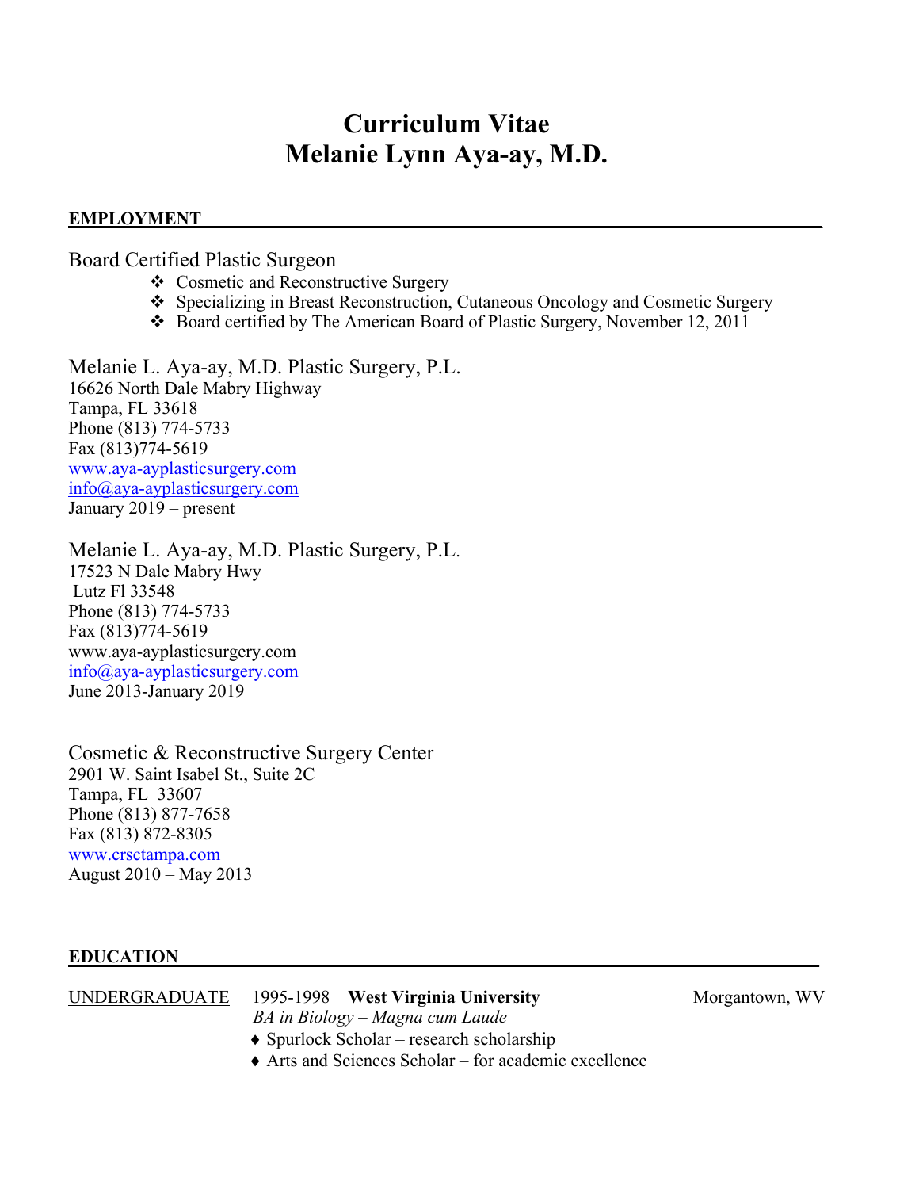# Curriculum Vitae
# Melanie Lynn Aya-ay, M.D.

## EMPLOYMENT

Board Certified Plastic Surgeon

- Cosmetic and Reconstructive Surgery
- Specializing in Breast Reconstruction, Cutaneous Oncology and Cosmetic Surgery
- Board certified by The American Board of Plastic Surgery, November 12, 2011

Melanie L. Aya-ay, M.D. Plastic Surgery, P.L.
16626 North Dale Mabry Highway
Tampa, FL 33618
Phone (813) 774-5733
Fax (813)774-5619
www.aya-ayplasticsurgery.com
info@aya-ayplasticsurgery.com
January 2019 – present

Melanie L. Aya-ay, M.D. Plastic Surgery, P.L.
17523 N Dale Mabry Hwy
Lutz Fl 33548
Phone (813) 774-5733
Fax (813)774-5619
www.aya-ayplasticsurgery.com
info@aya-ayplasticsurgery.com
June 2013-January 2019

Cosmetic & Reconstructive Surgery Center
2901 W. Saint Isabel St., Suite 2C
Tampa, FL 33607
Phone (813) 877-7658
Fax (813) 872-8305
www.crsctampa.com
August 2010 – May 2013

## EDUCATION

UNDERGRADUATE 1995-1998 **West Virginia University** Morgantown, WV

*BA in Biology – Magna cum Laude*

- Spurlock Scholar – research scholarship
- Arts and Sciences Scholar – for academic excellence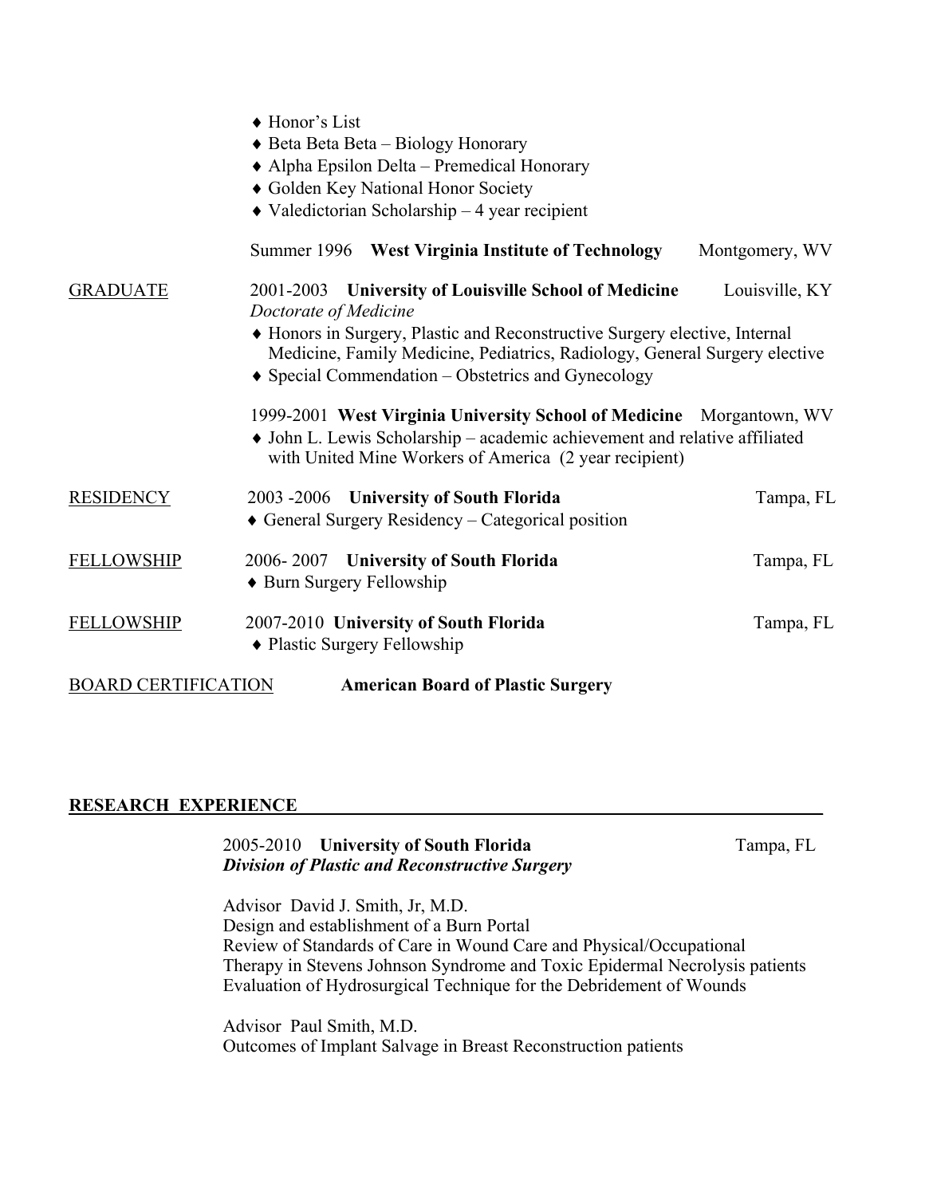- Honor's List
- Beta Beta Beta – Biology Honorary
- Alpha Epsilon Delta – Premedical Honorary
- Golden Key National Honor Society
- Valedictorian Scholarship – 4 year recipient

Summer 1996 **West Virginia Institute of Technology** Montgomery, WV

GRADUATE

2001-2003 **University of Louisville School of Medicine** Louisville, KY
*Doctorate of Medicine*

- Honors in Surgery, Plastic and Reconstructive Surgery elective, Internal Medicine, Family Medicine, Pediatrics, Radiology, General Surgery elective
- Special Commendation – Obstetrics and Gynecology

1999-2001 **West Virginia University School of Medicine** Morgantown, WV

- John L. Lewis Scholarship – academic achievement and relative affiliated with United Mine Workers of America (2 year recipient)

RESIDENCY

2003 -2006 **University of South Florida** Tampa, FL

- General Surgery Residency – Categorical position

FELLOWSHIP

2006- 2007 **University of South Florida** Tampa, FL

- Burn Surgery Fellowship

FELLOWSHIP

2007-2010 **University of South Florida** Tampa, FL

- Plastic Surgery Fellowship

BOARD CERTIFICATION **American Board of Plastic Surgery**

## RESEARCH EXPERIENCE

2005-2010 **University of South Florida** Tampa, FL
***Division of Plastic and Reconstructive Surgery***

Advisor David J. Smith, Jr, M.D.
Design and establishment of a Burn Portal
Review of Standards of Care in Wound Care and Physical/Occupational Therapy in Stevens Johnson Syndrome and Toxic Epidermal Necrolysis patients
Evaluation of Hydrosurgical Technique for the Debridement of Wounds

Advisor Paul Smith, M.D.
Outcomes of Implant Salvage in Breast Reconstruction patients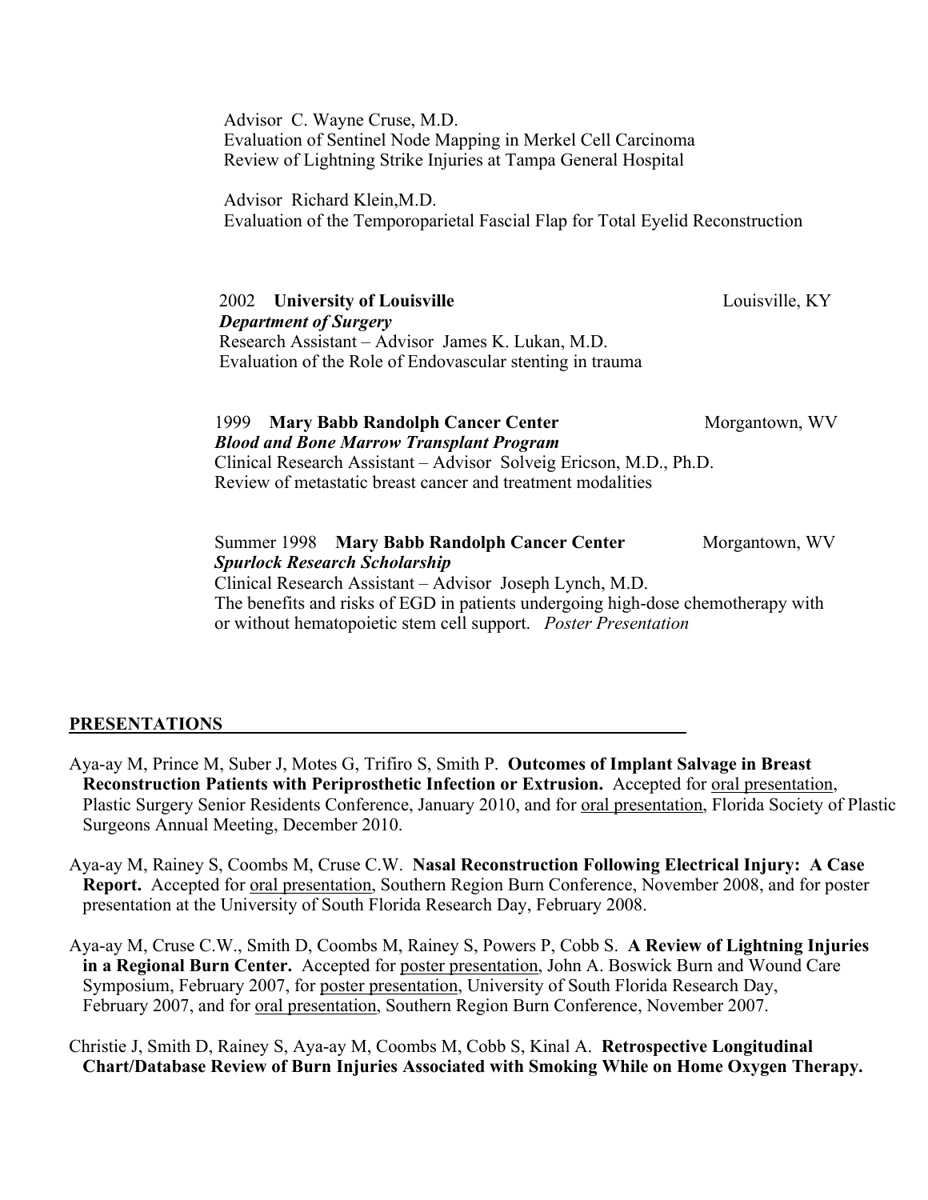Advisor C. Wayne Cruse, M.D.
Evaluation of Sentinel Node Mapping in Merkel Cell Carcinoma
Review of Lightning Strike Injuries at Tampa General Hospital

Advisor Richard Klein,M.D.
Evaluation of the Temporoparietal Fascial Flap for Total Eyelid Reconstruction

2002 **University of Louisville** Louisville, KY
***Department of Surgery***
Research Assistant – Advisor James K. Lukan, M.D.
Evaluation of the Role of Endovascular stenting in trauma

1999 **Mary Babb Randolph Cancer Center** Morgantown, WV
***Blood and Bone Marrow Transplant Program***
Clinical Research Assistant – Advisor Solveig Ericson, M.D., Ph.D.
Review of metastatic breast cancer and treatment modalities

Summer 1998 **Mary Babb Randolph Cancer Center** Morgantown, WV
***Spurlock Research Scholarship***
Clinical Research Assistant – Advisor Joseph Lynch, M.D.
The benefits and risks of EGD in patients undergoing high-dose chemotherapy with or without hematopoietic stem cell support. *Poster Presentation*

## PRESENTATIONS

Aya-ay M, Prince M, Suber J, Motes G, Trifiro S, Smith P. **Outcomes of Implant Salvage in Breast Reconstruction Patients with Periprosthetic Infection or Extrusion.** Accepted for oral presentation, Plastic Surgery Senior Residents Conference, January 2010, and for oral presentation, Florida Society of Plastic Surgeons Annual Meeting, December 2010.

Aya-ay M, Rainey S, Coombs M, Cruse C.W. **Nasal Reconstruction Following Electrical Injury: A Case Report.** Accepted for oral presentation, Southern Region Burn Conference, November 2008, and for poster presentation at the University of South Florida Research Day, February 2008.

Aya-ay M, Cruse C.W., Smith D, Coombs M, Rainey S, Powers P, Cobb S. **A Review of Lightning Injuries in a Regional Burn Center.** Accepted for poster presentation, John A. Boswick Burn and Wound Care Symposium, February 2007, for poster presentation, University of South Florida Research Day, February 2007, and for oral presentation, Southern Region Burn Conference, November 2007.

Christie J, Smith D, Rainey S, Aya-ay M, Coombs M, Cobb S, Kinal A. **Retrospective Longitudinal Chart/Database Review of Burn Injuries Associated with Smoking While on Home Oxygen Therapy.**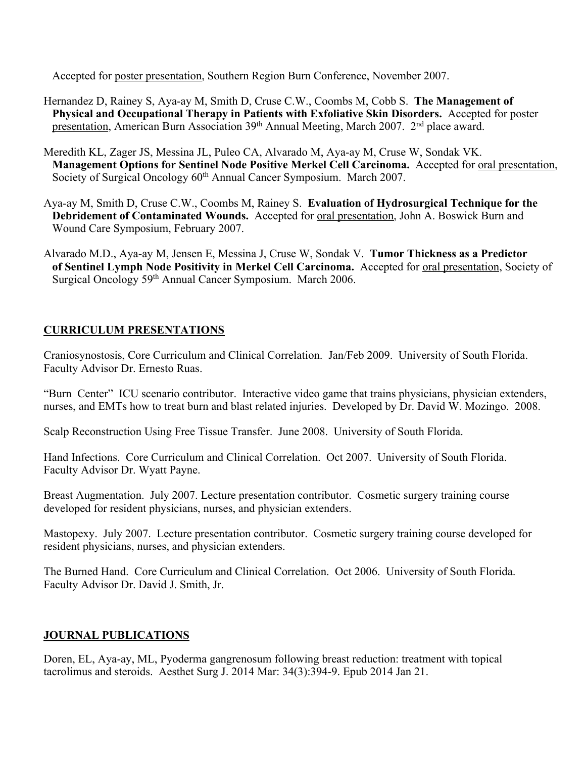Accepted for poster presentation, Southern Region Burn Conference, November 2007.

Hernandez D, Rainey S, Aya-ay M, Smith D, Cruse C.W., Coombs M, Cobb S. **The Management of Physical and Occupational Therapy in Patients with Exfoliative Skin Disorders.** Accepted for poster presentation, American Burn Association 39th Annual Meeting, March 2007. 2nd place award.

Meredith KL, Zager JS, Messina JL, Puleo CA, Alvarado M, Aya-ay M, Cruse W, Sondak VK. **Management Options for Sentinel Node Positive Merkel Cell Carcinoma.** Accepted for oral presentation, Society of Surgical Oncology 60th Annual Cancer Symposium. March 2007.

Aya-ay M, Smith D, Cruse C.W., Coombs M, Rainey S. **Evaluation of Hydrosurgical Technique for the Debridement of Contaminated Wounds.** Accepted for oral presentation, John A. Boswick Burn and Wound Care Symposium, February 2007.

Alvarado M.D., Aya-ay M, Jensen E, Messina J, Cruse W, Sondak V. **Tumor Thickness as a Predictor of Sentinel Lymph Node Positivity in Merkel Cell Carcinoma.** Accepted for oral presentation, Society of Surgical Oncology 59th Annual Cancer Symposium. March 2006.

## CURRICULUM PRESENTATIONS

Craniosynostosis, Core Curriculum and Clinical Correlation. Jan/Feb 2009. University of South Florida. Faculty Advisor Dr. Ernesto Ruas.

"Burn Center" ICU scenario contributor. Interactive video game that trains physicians, physician extenders, nurses, and EMTs how to treat burn and blast related injuries. Developed by Dr. David W. Mozingo. 2008.

Scalp Reconstruction Using Free Tissue Transfer. June 2008. University of South Florida.

Hand Infections. Core Curriculum and Clinical Correlation. Oct 2007. University of South Florida. Faculty Advisor Dr. Wyatt Payne.

Breast Augmentation. July 2007. Lecture presentation contributor. Cosmetic surgery training course developed for resident physicians, nurses, and physician extenders.

Mastopexy. July 2007. Lecture presentation contributor. Cosmetic surgery training course developed for resident physicians, nurses, and physician extenders.

The Burned Hand. Core Curriculum and Clinical Correlation. Oct 2006. University of South Florida. Faculty Advisor Dr. David J. Smith, Jr.

## JOURNAL PUBLICATIONS

Doren, EL, Aya-ay, ML, Pyoderma gangrenosum following breast reduction: treatment with topical tacrolimus and steroids. Aesthet Surg J. 2014 Mar: 34(3):394-9. Epub 2014 Jan 21.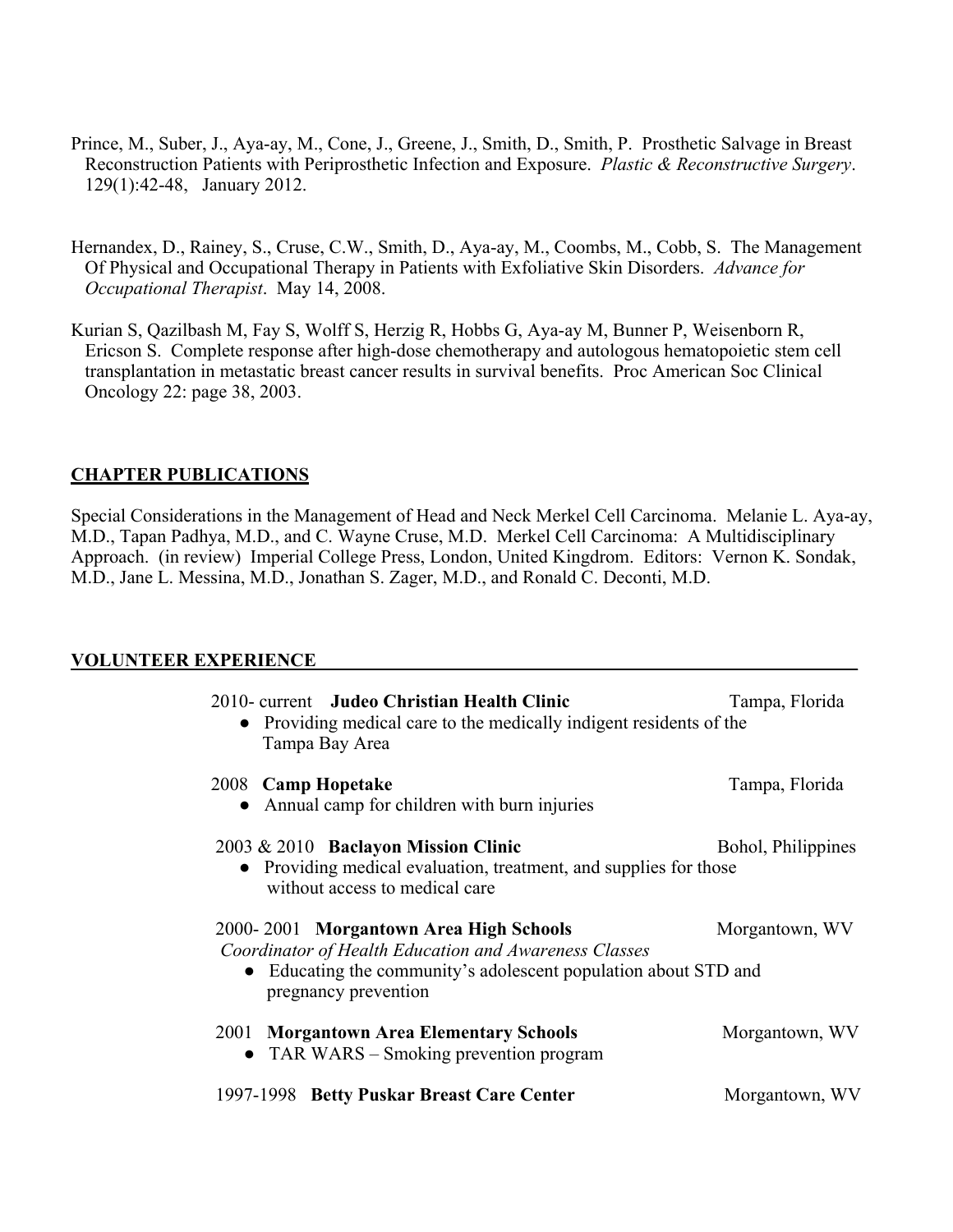Prince, M., Suber, J., Aya-ay, M., Cone, J., Greene, J., Smith, D., Smith, P. Prosthetic Salvage in Breast Reconstruction Patients with Periprosthetic Infection and Exposure. *Plastic & Reconstructive Surgery*. 129(1):42-48, January 2012.

Hernandex, D., Rainey, S., Cruse, C.W., Smith, D., Aya-ay, M., Coombs, M., Cobb, S. The Management Of Physical and Occupational Therapy in Patients with Exfoliative Skin Disorders. *Advance for Occupational Therapist*. May 14, 2008.

Kurian S, Qazilbash M, Fay S, Wolff S, Herzig R, Hobbs G, Aya-ay M, Bunner P, Weisenborn R, Ericson S. Complete response after high-dose chemotherapy and autologous hematopoietic stem cell transplantation in metastatic breast cancer results in survival benefits. Proc American Soc Clinical Oncology 22: page 38, 2003.

## CHAPTER PUBLICATIONS

Special Considerations in the Management of Head and Neck Merkel Cell Carcinoma. Melanie L. Aya-ay, M.D., Tapan Padhya, M.D., and C. Wayne Cruse, M.D. Merkel Cell Carcinoma: A Multidisciplinary Approach. (in review) Imperial College Press, London, United Kingdrom. Editors: Vernon K. Sondak, M.D., Jane L. Messina, M.D., Jonathan S. Zager, M.D., and Ronald C. Deconti, M.D.

## VOLUNTEER EXPERIENCE

2010- current **Judeo Christian Health Clinic** — Tampa, Florida
- Providing medical care to the medically indigent residents of the Tampa Bay Area

2008 **Camp Hopetake** — Tampa, Florida
- Annual camp for children with burn injuries

2003 & 2010 **Baclayon Mission Clinic** — Bohol, Philippines
- Providing medical evaluation, treatment, and supplies for those without access to medical care

2000- 2001 **Morgantown Area High Schools** — Morgantown, WV
*Coordinator of Health Education and Awareness Classes*
- Educating the community's adolescent population about STD and pregnancy prevention

2001 **Morgantown Area Elementary Schools** — Morgantown, WV
- TAR WARS – Smoking prevention program

1997-1998 **Betty Puskar Breast Care Center** — Morgantown, WV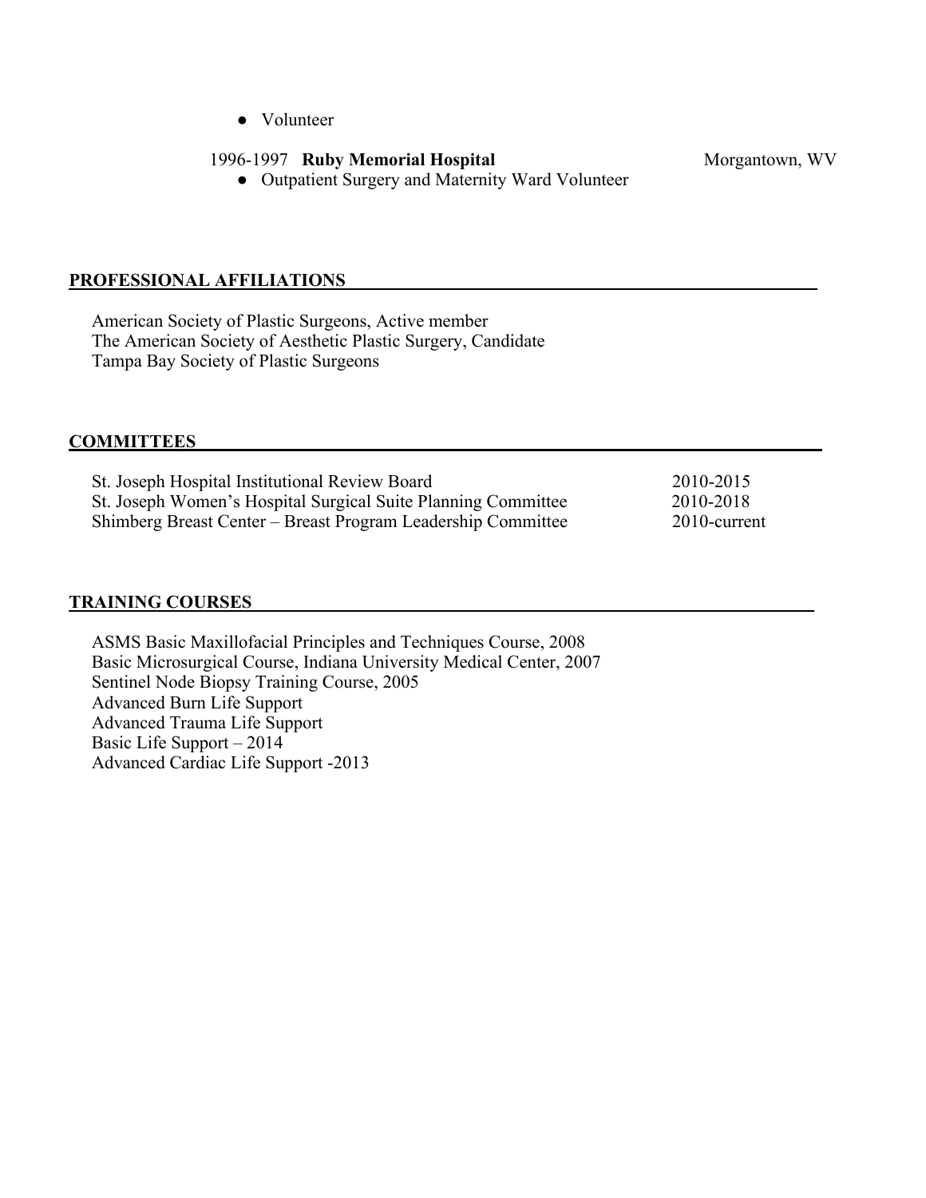- Volunteer

1996-1997 **Ruby Memorial Hospital** Morgantown, WV

- Outpatient Surgery and Maternity Ward Volunteer

## PROFESSIONAL AFFILIATIONS

American Society of Plastic Surgeons, Active member
The American Society of Aesthetic Plastic Surgery, Candidate
Tampa Bay Society of Plastic Surgeons

## COMMITTEES

| | |
|---|---|
| St. Joseph Hospital Institutional Review Board | 2010-2015 |
| St. Joseph Women's Hospital Surgical Suite Planning Committee | 2010-2018 |
| Shimberg Breast Center – Breast Program Leadership Committee | 2010-current |

## TRAINING COURSES

ASMS Basic Maxillofacial Principles and Techniques Course, 2008
Basic Microsurgical Course, Indiana University Medical Center, 2007
Sentinel Node Biopsy Training Course, 2005
Advanced Burn Life Support
Advanced Trauma Life Support
Basic Life Support – 2014
Advanced Cardiac Life Support -2013